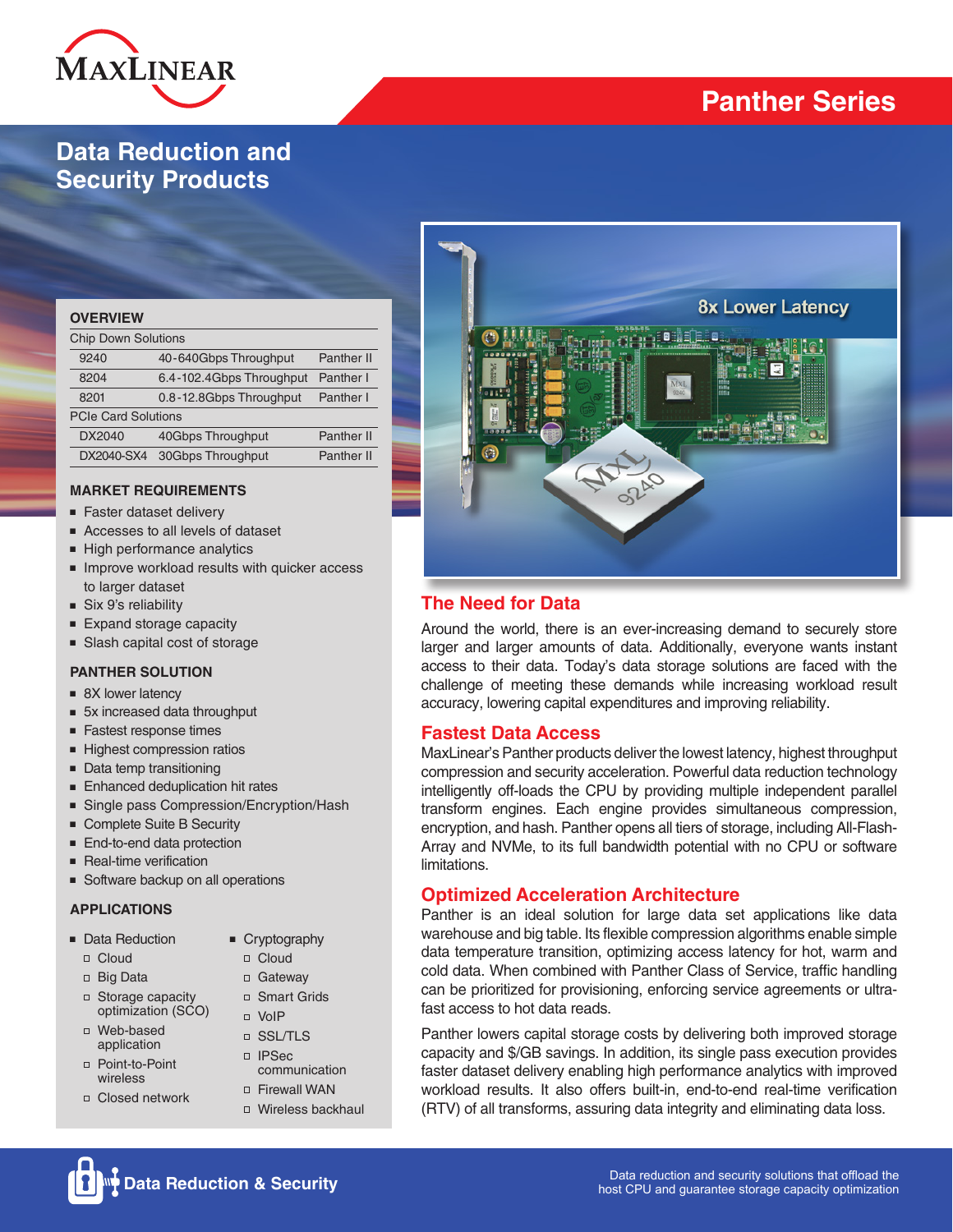# Panther Series

## Data Reduction and Security Products

### OVERVIEW

| Chip Down Solutions | | |
|---|---|---|
| 9240 | 40-640Gbps Throughput | Panther II |
| 8204 | 6.4-102.4Gbps Throughput | Panther I |
| 8201 | 0.8-12.8Gbps Throughput | Panther I |
| **PCIe Card Solutions** | | |
| DX2040 | 40Gbps Throughput | Panther II |
| DX2040-SX4 | 30Gbps Throughput | Panther II |

### MARKET REQUIREMENTS

- Faster dataset delivery
- Accesses to all levels of dataset
- High performance analytics
- Improve workload results with quicker access to larger dataset
- Six 9's reliability
- Expand storage capacity
- Slash capital cost of storage

### PANTHER SOLUTION

- 8X lower latency
- 5x increased data throughput
- Fastest response times
- Highest compression ratios
- Data temp transitioning
- Enhanced deduplication hit rates
- Single pass Compression/Encryption/Hash
- Complete Suite B Security
- End-to-end data protection
- Real-time verification
- Software backup on all operations

### APPLICATIONS

- Data Reduction
  - Cloud
  - Big Data
  - Storage capacity optimization (SCO)
  - Web-based application
  - Point-to-Point wireless
  - Closed network
- Cryptography
  - Cloud
  - Gateway
  - Smart Grids
  - VoIP
  - SSL/TLS
  - IPSec communication
  - Firewall WAN
  - Wireless backhaul

8x Lower Latency

## The Need for Data

Around the world, there is an ever-increasing demand to securely store larger and larger amounts of data. Additionally, everyone wants instant access to their data. Today's data storage solutions are faced with the challenge of meeting these demands while increasing workload result accuracy, lowering capital expenditures and improving reliability.

## Fastest Data Access

MaxLinear's Panther products deliver the lowest latency, highest throughput compression and security acceleration. Powerful data reduction technology intelligently off-loads the CPU by providing multiple independent parallel transform engines. Each engine provides simultaneous compression, encryption, and hash. Panther opens all tiers of storage, including All-Flash-Array and NVMe, to its full bandwidth potential with no CPU or software limitations.

## Optimized Acceleration Architecture

Panther is an ideal solution for large data set applications like data warehouse and big table. Its flexible compression algorithms enable simple data temperature transition, optimizing access latency for hot, warm and cold data. When combined with Panther Class of Service, traffic handling can be prioritized for provisioning, enforcing service agreements or ultra-fast access to hot data reads.

Panther lowers capital storage costs by delivering both improved storage capacity and $/GB savings. In addition, its single pass execution provides faster dataset delivery enabling high performance analytics with improved workload results. It also offers built-in, end-to-end real-time verification (RTV) of all transforms, assuring data integrity and eliminating data loss.

**Data Reduction & Security**

Data reduction and security solutions that offload the host CPU and guarantee storage capacity optimization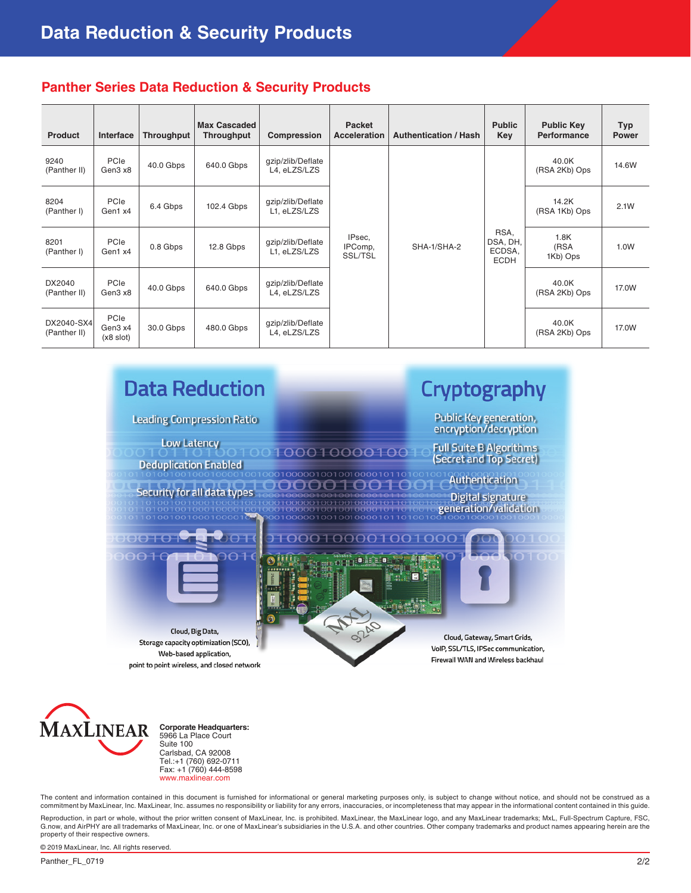# Data Reduction & Security Products

## Panther Series Data Reduction & Security Products

| Product | Interface | Throughput | Max Cascaded Throughput | Compression | Packet Acceleration | Authentication / Hash | Public Key | Public Key Performance | Typ Power |
|---|---|---|---|---|---|---|---|---|---|
| 9240 (Panther II) | PCIe Gen3 x8 | 40.0 Gbps | 640.0 Gbps | gzip/zlib/Deflate L4, eLZS/LZS | IPsec, IPComp, SSL/TSL | SHA-1/SHA-2 | RSA, DSA, DH, ECDSA, ECDH | 40.0K (RSA 2Kb) Ops | 14.6W |
| 8204 (Panther I) | PCIe Gen1 x4 | 6.4 Gbps | 102.4 Gbps | gzip/zlib/Deflate L1, eLZS/LZS | | | | 14.2K (RSA 1Kb) Ops | 2.1W |
| 8201 (Panther I) | PCIe Gen1 x4 | 0.8 Gbps | 12.8 Gbps | gzip/zlib/Deflate L1, eLZS/LZS | | | | 1.8K (RSA 1Kb) Ops | 1.0W |
| DX2040 (Panther II) | PCIe Gen3 x8 | 40.0 Gbps | 640.0 Gbps | gzip/zlib/Deflate L4, eLZS/LZS | | | | 40.0K (RSA 2Kb) Ops | 17.0W |
| DX2040-SX4 (Panther II) | PCIe Gen3 x4 (x8 slot) | 30.0 Gbps | 480.0 Gbps | gzip/zlib/Deflate L4, eLZS/LZS | | | | 40.0K (RSA 2Kb) Ops | 17.0W |

**Data Reduction**

- Leading Compression Ratio
- Low Latency
- Deduplication Enabled
- Security for all data types

Cloud, Big Data, Storage capacity optimization (SCO), Web-based application, point to point wireless, and closed network

**Cryptography**

- Public Key generation, encryption/decryption
- Full Suite B Algorithms (Secret and Top Secret)
- Authentication
- Digital signature generation/validation

Cloud, Gateway, Smart Grids, VoIP, SSL/TLS, IPSec communication, Firewall WAN and Wireless backhaul

MAXLINEAR

**Corporate Headquarters:**
5966 La Place Court
Suite 100
Carlsbad, CA 92008
Tel.:+1 (760) 692-0711
Fax: +1 (760) 444-8598
www.maxlinear.com

The content and information contained in this document is furnished for informational or general marketing purposes only, is subject to change without notice, and should not be construed as a commitment by MaxLinear, Inc. MaxLinear, Inc. assumes no responsibility or liability for any errors, inaccuracies, or incompleteness that may appear in the informational content contained in this guide.

Reproduction, in part or whole, without the prior written consent of MaxLinear, Inc. is prohibited. MaxLinear, the MaxLinear logo, and any MaxLinear trademarks; MxL, Full-Spectrum Capture, FSC, G.now, and AirPHY are all trademarks of MaxLinear, Inc. or one of MaxLinear's subsidiaries in the U.S.A. and other countries. Other company trademarks and product names appearing herein are the property of their respective owners.

© 2019 MaxLinear, Inc. All rights reserved.

Panther_FL_0719